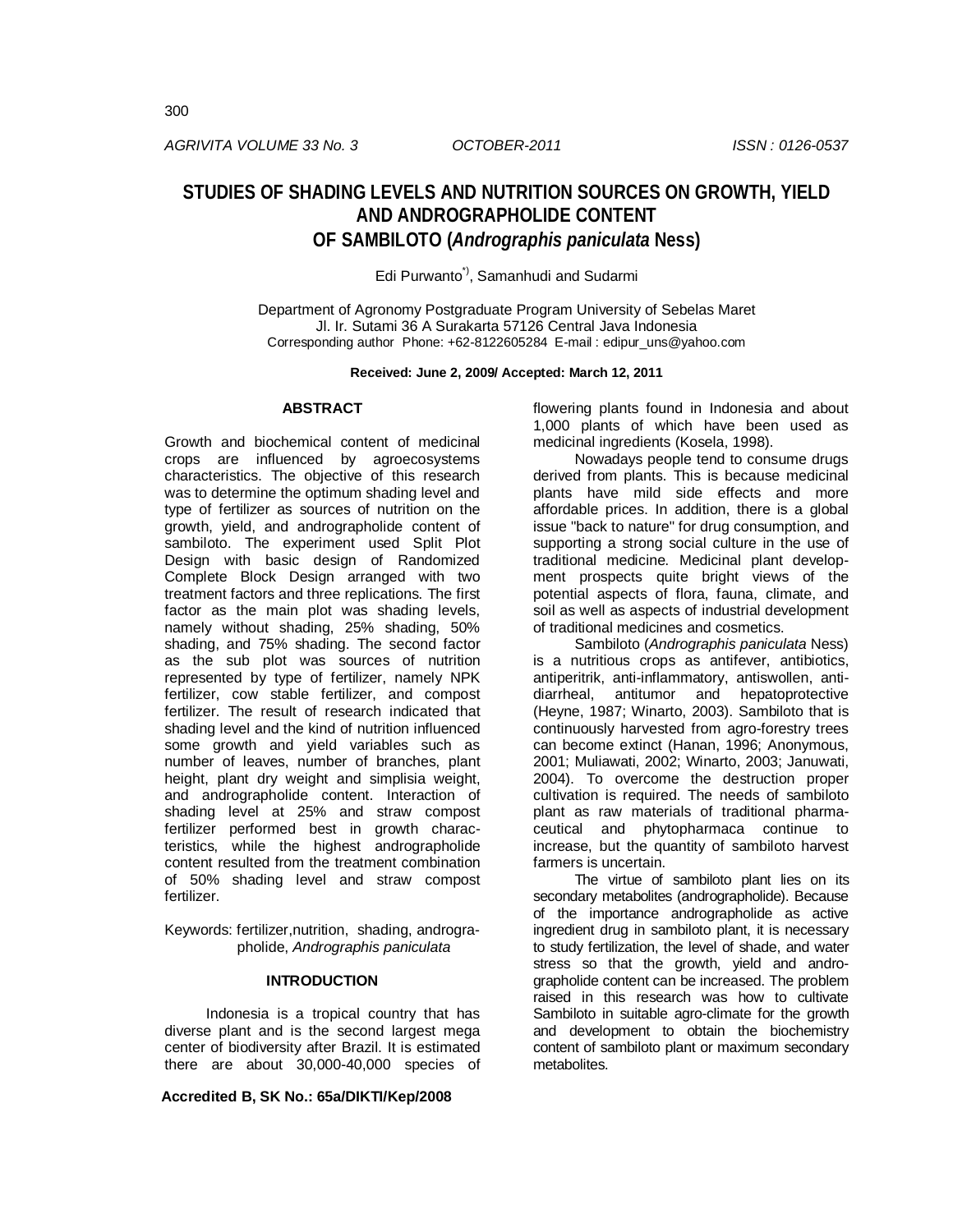# STUDIES OF SHADING LEVELS AND NUTRITION SOURCES ON GROWTH, YIELD AND ANDROGRAPHOLIDE CONTENT OF SAMBILOTO (*Andrographis paniculata* Ness)

Edi Purwanto[*)], Samanhudi and Sudarmi

Department of Agronomy Postgraduate Program University of Sebelas Maret
Jl. Ir. Sutami 36 A Surakarta 57126 Central Java Indonesia
Corresponding author Phone: +62-8122605284 E-mail : edipur_uns@yahoo.com

**Received: June 2, 2009/ Accepted: March 12, 2011**

## ABSTRACT

Growth and biochemical content of medicinal crops are influenced by agroecosystems characteristics. The objective of this research was to determine the optimum shading level and type of fertilizer as sources of nutrition on the growth, yield, and andrographolide content of sambiloto. The experiment used Split Plot Design with basic design of Randomized Complete Block Design arranged with two treatment factors and three replications. The first factor as the main plot was shading levels, namely without shading, 25% shading, 50% shading, and 75% shading. The second factor as the sub plot was sources of nutrition represented by type of fertilizer, namely NPK fertilizer, cow stable fertilizer, and compost fertilizer. The result of research indicated that shading level and the kind of nutrition influenced some growth and yield variables such as number of leaves, number of branches, plant height, plant dry weight and simplisia weight, and andrographolide content. Interaction of shading level at 25% and straw compost fertilizer performed best in growth characteristics, while the highest andrographolide content resulted from the treatment combination of 50% shading level and straw compost fertilizer.

Keywords: fertilizer,nutrition, shading, andrographolide, *Andrographis paniculata*

## INTRODUCTION

Indonesia is a tropical country that has diverse plant and is the second largest mega center of biodiversity after Brazil. It is estimated there are about 30,000-40,000 species of flowering plants found in Indonesia and about 1,000 plants of which have been used as medicinal ingredients (Kosela, 1998).

Nowadays people tend to consume drugs derived from plants. This is because medicinal plants have mild side effects and more affordable prices. In addition, there is a global issue "back to nature" for drug consumption, and supporting a strong social culture in the use of traditional medicine. Medicinal plant development prospects quite bright views of the potential aspects of flora, fauna, climate, and soil as well as aspects of industrial development of traditional medicines and cosmetics.

Sambiloto (*Andrographis paniculata* Ness) is a nutritious crops as antifever, antibiotics, antiperitrik, anti-inflammatory, antiswollen, anti-diarrheal, antitumor and hepatoprotective (Heyne, 1987; Winarto, 2003). Sambiloto that is continuously harvested from agro-forestry trees can become extinct (Hanan, 1996; Anonymous, 2001; Muliawati, 2002; Winarto, 2003; Januwati, 2004). To overcome the destruction proper cultivation is required. The needs of sambiloto plant as raw materials of traditional pharmaceutical and phytopharmaca continue to increase, but the quantity of sambiloto harvest farmers is uncertain.

The virtue of sambiloto plant lies on its secondary metabolites (andrographolide). Because of the importance andrographolide as active ingredient drug in sambiloto plant, it is necessary to study fertilization, the level of shade, and water stress so that the growth, yield and andrographolide content can be increased. The problem raised in this research was how to cultivate Sambiloto in suitable agro-climate for the growth and development to obtain the biochemistry content of sambiloto plant or maximum secondary metabolites.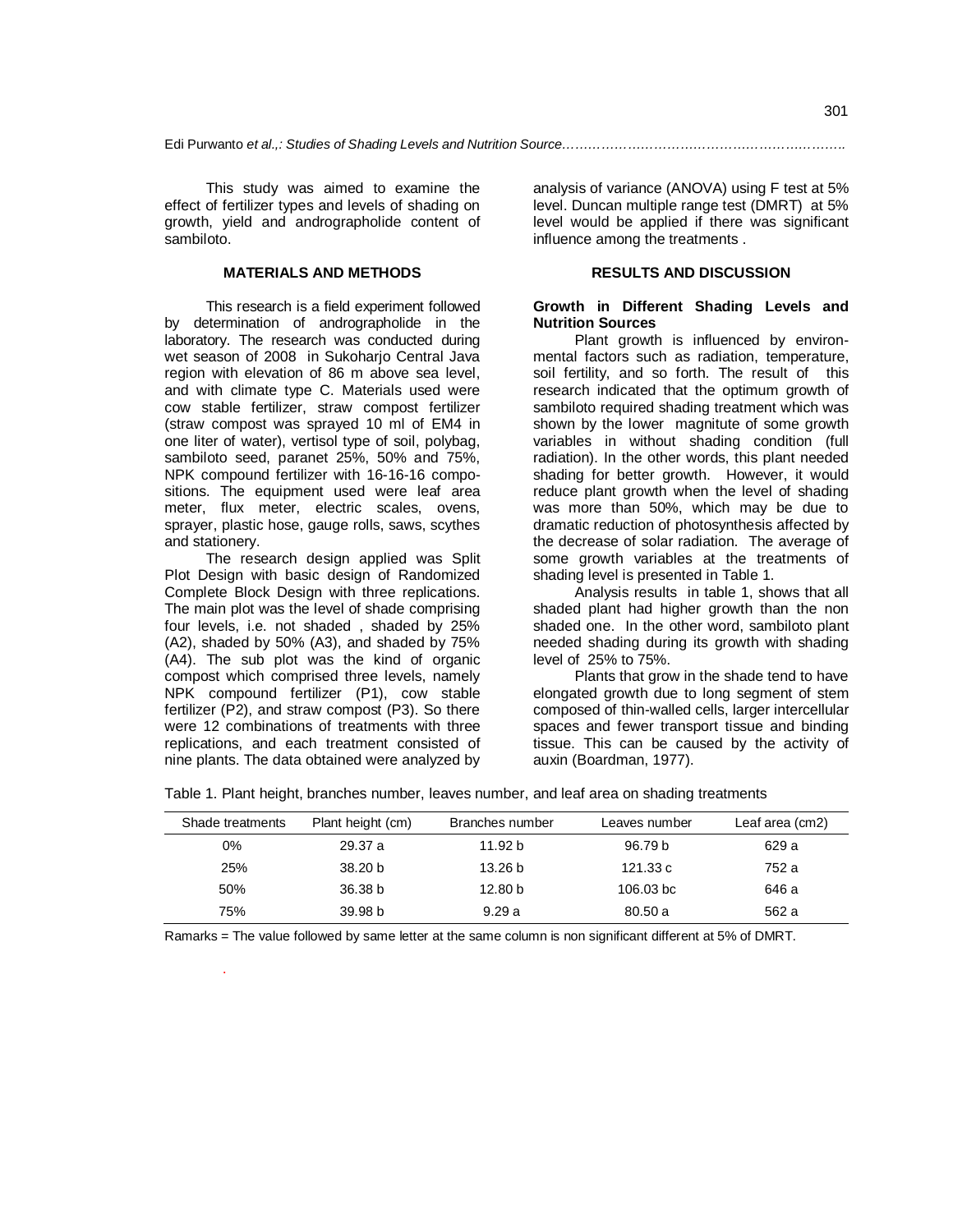This study was aimed to examine the effect of fertilizer types and levels of shading on growth, yield and andrographolide content of sambiloto.

## MATERIALS AND METHODS

This research is a field experiment followed by determination of andrographolide in the laboratory. The research was conducted during wet season of 2008 in Sukoharjo Central Java region with elevation of 86 m above sea level, and with climate type C. Materials used were cow stable fertilizer, straw compost fertilizer (straw compost was sprayed 10 ml of EM4 in one liter of water), vertisol type of soil, polybag, sambiloto seed, paranet 25%, 50% and 75%, NPK compound fertilizer with 16-16-16 compositions. The equipment used were leaf area meter, flux meter, electric scales, ovens, sprayer, plastic hose, gauge rolls, saws, scythes and stationery.

The research design applied was Split Plot Design with basic design of Randomized Complete Block Design with three replications. The main plot was the level of shade comprising four levels, i.e. not shaded , shaded by 25% (A2), shaded by 50% (A3), and shaded by 75% (A4). The sub plot was the kind of organic compost which comprised three levels, namely NPK compound fertilizer (P1), cow stable fertilizer (P2), and straw compost (P3). So there were 12 combinations of treatments with three replications, and each treatment consisted of nine plants. The data obtained were analyzed by analysis of variance (ANOVA) using F test at 5% level. Duncan multiple range test (DMRT) at 5% level would be applied if there was significant influence among the treatments .

## RESULTS AND DISCUSSION

### Growth in Different Shading Levels and Nutrition Sources

Plant growth is influenced by environmental factors such as radiation, temperature, soil fertility, and so forth. The result of this research indicated that the optimum growth of sambiloto required shading treatment which was shown by the lower magnitude of some growth variables in without shading condition (full radiation). In the other words, this plant needed shading for better growth. However, it would reduce plant growth when the level of shading was more than 50%, which may be due to dramatic reduction of photosynthesis affected by the decrease of solar radiation. The average of some growth variables at the treatments of shading level is presented in Table 1.

Analysis results in table 1, shows that all shaded plant had higher growth than the non shaded one. In the other word, sambiloto plant needed shading during its growth with shading level of 25% to 75%.

Plants that grow in the shade tend to have elongated growth due to long segment of stem composed of thin-walled cells, larger intercellular spaces and fewer transport tissue and binding tissue. This can be caused by the activity of auxin (Boardman, 1977).

Table 1. Plant height, branches number, leaves number, and leaf area on shading treatments

| Shade treatments | Plant height (cm) | Branches number | Leaves number | Leaf area (cm2) |
|---|---|---|---|---|
| 0% | 29.37 a | 11.92 b | 96.79 b | 629 a |
| 25% | 38.20 b | 13.26 b | 121.33 c | 752 a |
| 50% | 36.38 b | 12.80 b | 106.03 bc | 646 a |
| 75% | 39.98 b | 9.29 a | 80.50 a | 562 a |

Ramarks = The value followed by same letter at the same column is non significant different at 5% of DMRT.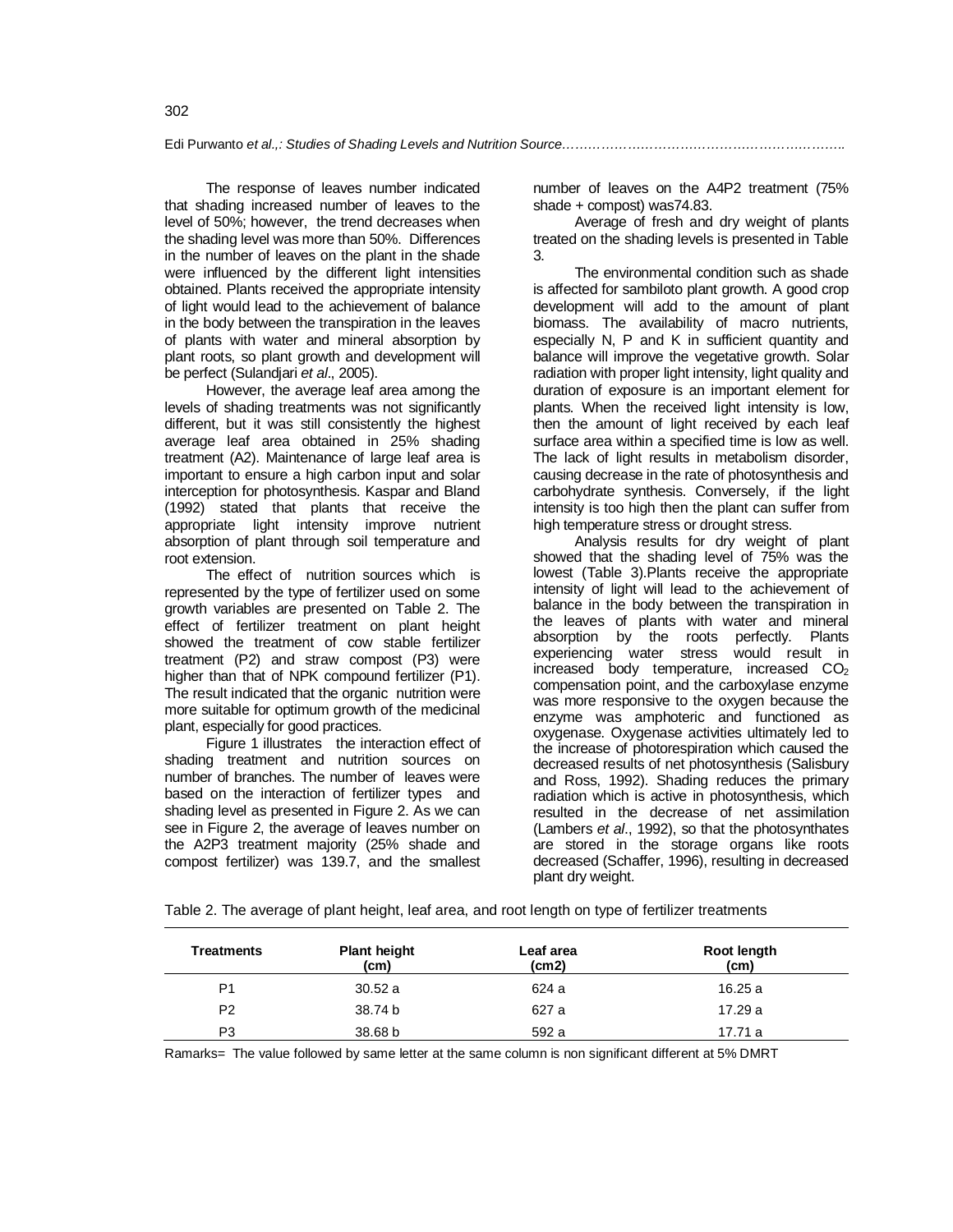The response of leaves number indicated that shading increased number of leaves to the level of 50%; however, the trend decreases when the shading level was more than 50%. Differences in the number of leaves on the plant in the shade were influenced by the different light intensities obtained. Plants received the appropriate intensity of light would lead to the achievement of balance in the body between the transpiration in the leaves of plants with water and mineral absorption by plant roots, so plant growth and development will be perfect (Sulandjari *et al*., 2005).

However, the average leaf area among the levels of shading treatments was not significantly different, but it was still consistently the highest average leaf area obtained in 25% shading treatment (A2). Maintenance of large leaf area is important to ensure a high carbon input and solar interception for photosynthesis. Kaspar and Bland (1992) stated that plants that receive the appropriate light intensity improve nutrient absorption of plant through soil temperature and root extension.

The effect of nutrition sources which is represented by the type of fertilizer used on some growth variables are presented on Table 2. The effect of fertilizer treatment on plant height showed the treatment of cow stable fertilizer treatment (P2) and straw compost (P3) were higher than that of NPK compound fertilizer (P1). The result indicated that the organic nutrition were more suitable for optimum growth of the medicinal plant, especially for good practices.

Figure 1 illustrates the interaction effect of shading treatment and nutrition sources on number of branches. The number of leaves were based on the interaction of fertilizer types and shading level as presented in Figure 2. As we can see in Figure 2, the average of leaves number on the A2P3 treatment majority (25% shade and compost fertilizer) was 139.7, and the smallest number of leaves on the A4P2 treatment (75% shade + compost) was74.83.

Average of fresh and dry weight of plants treated on the shading levels is presented in Table 3.

The environmental condition such as shade is affected for sambiloto plant growth. A good crop development will add to the amount of plant biomass. The availability of macro nutrients, especially N, P and K in sufficient quantity and balance will improve the vegetative growth. Solar radiation with proper light intensity, light quality and duration of exposure is an important element for plants. When the received light intensity is low, then the amount of light received by each leaf surface area within a specified time is low as well. The lack of light results in metabolism disorder, causing decrease in the rate of photosynthesis and carbohydrate synthesis. Conversely, if the light intensity is too high then the plant can suffer from high temperature stress or drought stress.

Analysis results for dry weight of plant showed that the shading level of 75% was the lowest (Table 3).Plants receive the appropriate intensity of light will lead to the achievement of balance in the body between the transpiration in the leaves of plants with water and mineral absorption by the roots perfectly. Plants experiencing water stress would result in increased body temperature, increased $CO_2$ compensation point, and the carboxylase enzyme was more responsive to the oxygen because the enzyme was amphoteric and functioned as oxygenase. Oxygenase activities ultimately led to the increase of photorespiration which caused the decreased results of net photosynthesis (Salisbury and Ross, 1992). Shading reduces the primary radiation which is active in photosynthesis, which resulted in the decrease of net assimilation (Lambers *et al*., 1992), so that the photosynthates are stored in the storage organs like roots decreased (Schaffer, 1996), resulting in decreased plant dry weight.

Table 2. The average of plant height, leaf area, and root length on type of fertilizer treatments

| Treatments | Plant height (cm) | Leaf area (cm2) | Root length (cm) |
|---|---|---|---|
| P1 | 30.52 a | 624 a | 16.25 a |
| P2 | 38.74 b | 627 a | 17.29 a |
| P3 | 38.68 b | 592 a | 17.71 a |

Ramarks= The value followed by same letter at the same column is non significant different at 5% DMRT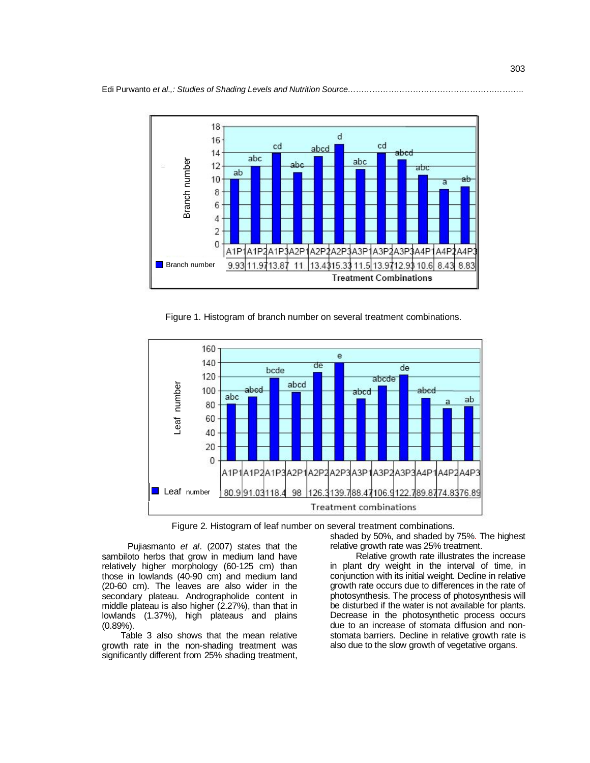| Treatment Combinations | A1P1 | A1P2 | A1P3 | A2P1 | A2P2 | A2P3 | A3P1 | A3P2 | A3P3 | A4P1 | A4P2 | A4P3 |
|---|---|---|---|---|---|---|---|---|---|---|---|---|
| Branch number | 9.93 | 11.97 | 13.87 | 11 | 13.43 | 15.33 | 11.5 | 13.97 | 12.93 | 10.6 | 8.43 | 8.83 |

Figure 1. Histogram of branch number on several treatment combinations.

| Treatment combinations | A1P1 | A1P2 | A1P3 | A2P1 | A2P2 | A2P3 | A3P1 | A3P2 | A3P3 | A4P1 | A4P2 | A4P3 |
|---|---|---|---|---|---|---|---|---|---|---|---|---|
| Leaf number | 80.9 | 91.03 | 118.4 | 98 | 126.3 | 139.7 | 88.47 | 106.9 | 122.7 | 89.87 | 74.83 | 76.89 |

Figure 2. Histogram of leaf number on several treatment combinations.

Pujiasmanto *et al*. (2007) states that the sambiloto herbs that grow in medium land have relatively higher morphology (60-125 cm) than those in lowlands (40-90 cm) and medium land (20-60 cm). The leaves are also wider in the secondary plateau. Andrographolide content in middle plateau is also higher (2.27%), than that in lowlands (1.37%), high plateaus and plains (0.89%).

Table 3 also shows that the mean relative growth rate in the non-shading treatment was significantly different from 25% shading treatment, shaded by 50%, and shaded by 75%. The highest relative growth rate was 25% treatment.

Relative growth rate illustrates the increase in plant dry weight in the interval of time, in conjunction with its initial weight. Decline in relative growth rate occurs due to differences in the rate of photosynthesis. The process of photosynthesis will be disturbed if the water is not available for plants. Decrease in the photosynthetic process occurs due to an increase of stomata diffusion and non-stomata barriers. Decline in relative growth rate is also due to the slow growth of vegetative organs.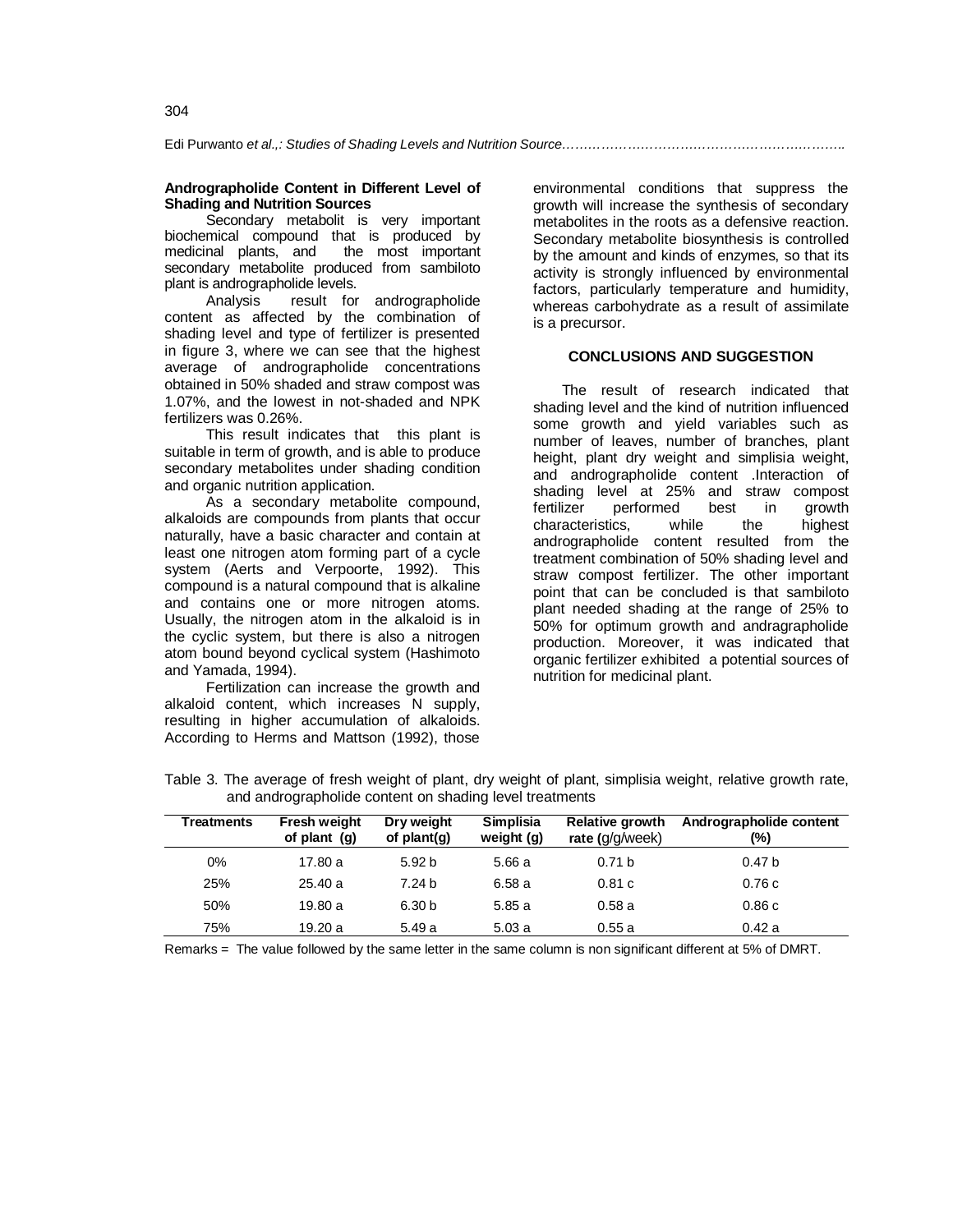### Andrographolide Content in Different Level of Shading and Nutrition Sources

Secondary metabolit is very important biochemical compound that is produced by medicinal plants, and the most important secondary metabolite produced from sambiloto plant is andrographolide levels.

Analysis result for andrographolide content as affected by the combination of shading level and type of fertilizer is presented in figure 3, where we can see that the highest average of andrographolide concentrations obtained in 50% shaded and straw compost was 1.07%, and the lowest in not-shaded and NPK fertilizers was 0.26%.

This result indicates that this plant is suitable in term of growth, and is able to produce secondary metabolites under shading condition and organic nutrition application.

As a secondary metabolite compound, alkaloids are compounds from plants that occur naturally, have a basic character and contain at least one nitrogen atom forming part of a cycle system (Aerts and Verpoorte, 1992). This compound is a natural compound that is alkaline and contains one or more nitrogen atoms. Usually, the nitrogen atom in the alkaloid is in the cyclic system, but there is also a nitrogen atom bound beyond cyclical system (Hashimoto and Yamada, 1994).

Fertilization can increase the growth and alkaloid content, which increases N supply, resulting in higher accumulation of alkaloids. According to Herms and Mattson (1992), those environmental conditions that suppress the growth will increase the synthesis of secondary metabolites in the roots as a defensive reaction. Secondary metabolite biosynthesis is controlled by the amount and kinds of enzymes, so that its activity is strongly influenced by environmental factors, particularly temperature and humidity, whereas carbohydrate as a result of assimilate is a precursor.

## CONCLUSIONS AND SUGGESTION

The result of research indicated that shading level and the kind of nutrition influenced some growth and yield variables such as number of leaves, number of branches, plant height, plant dry weight and simplisia weight, and andrographolide content .Interaction of shading level at 25% and straw compost fertilizer performed best in growth characteristics, while the highest andrographolide content resulted from the treatment combination of 50% shading level and straw compost fertilizer. The other important point that can be concluded is that sambiloto plant needed shading at the range of 25% to 50% for optimum growth and andragrapholide production. Moreover, it was indicated that organic fertilizer exhibited a potential sources of nutrition for medicinal plant.

Table 3. The average of fresh weight of plant, dry weight of plant, simplisia weight, relative growth rate, and andrographolide content on shading level treatments

| Treatments | Fresh weight of plant (g) | Dry weight of plant(g) | Simplisia weight (g) | Relative growth rate (g/g/week) | Andrographolide content (%) |
|---|---|---|---|---|---|
| 0% | 17.80 a | 5.92 b | 5.66 a | 0.71 b | 0.47 b |
| 25% | 25.40 a | 7.24 b | 6.58 a | 0.81 c | 0.76 c |
| 50% | 19.80 a | 6.30 b | 5.85 a | 0.58 a | 0.86 c |
| 75% | 19.20 a | 5.49 a | 5.03 a | 0.55 a | 0.42 a |

Remarks = The value followed by the same letter in the same column is non significant different at 5% of DMRT.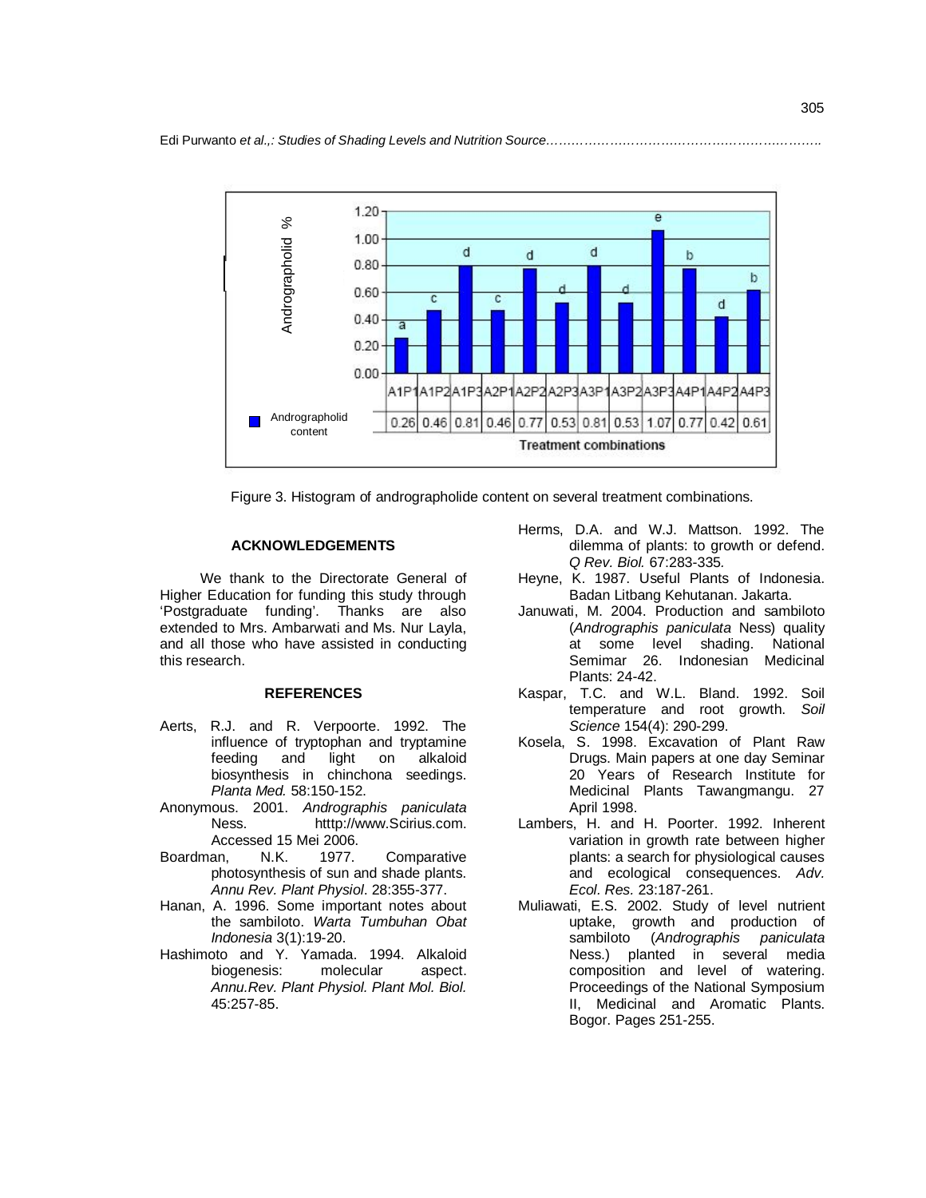| Treatment combinations | A1P1 | A1P2 | A1P3 | A2P1 | A2P2 | A2P3 | A3P1 | A3P2 | A3P3 | A4P1 | A4P2 | A4P3 |
|---|---|---|---|---|---|---|---|---|---|---|---|---|
| Andrographolid content (%) | 0.26 | 0.46 | 0.81 | 0.46 | 0.77 | 0.53 | 0.81 | 0.53 | 1.07 | 0.77 | 0.42 | 0.61 |
| Letter notation | a | c | d | c | d | d | d | d | e | b | d | b |

Figure 3. Histogram of andrographolide content on several treatment combinations.

## ACKNOWLEDGEMENTS

We thank to the Directorate General of Higher Education for funding this study through 'Postgraduate funding'. Thanks are also extended to Mrs. Ambarwati and Ms. Nur Layla, and all those who have assisted in conducting this research.

## REFERENCES

Aerts, R.J. and R. Verpoorte. 1992. The influence of tryptophan and tryptamine feeding and light on alkaloid biosynthesis in chinchona seedings. *Planta Med.* 58:150-152.

Anonymous. 2001. *Andrographis paniculata* Ness. htttp://www.Scirius.com. Accessed 15 Mei 2006.

Boardman, N.K. 1977. Comparative photosynthesis of sun and shade plants. *Annu Rev. Plant Physiol*. 28:355-377.

Hanan, A. 1996. Some important notes about the sambiloto. *Warta Tumbuhan Obat Indonesia* 3(1):19-20.

Hashimoto and Y. Yamada. 1994. Alkaloid biogenesis: molecular aspect. *Annu.Rev. Plant Physiol. Plant Mol. Biol.* 45:257-85.

Herms, D.A. and W.J. Mattson. 1992. The dilemma of plants: to growth or defend. *Q Rev. Biol.* 67:283-335.

Heyne, K. 1987. Useful Plants of Indonesia. Badan Litbang Kehutanan. Jakarta.

Januwati, M. 2004. Production and sambiloto (*Andrographis paniculata* Ness) quality at some level shading. National Semimar 26. Indonesian Medicinal Plants: 24-42.

Kaspar, T.C. and W.L. Bland. 1992. Soil temperature and root growth. *Soil Science* 154(4): 290-299.

Kosela, S. 1998. Excavation of Plant Raw Drugs. Main papers at one day Seminar 20 Years of Research Institute for Medicinal Plants Tawangmangu. 27 April 1998.

Lambers, H. and H. Poorter. 1992. Inherent variation in growth rate between higher plants: a search for physiological causes and ecological consequences. *Adv. Ecol. Res.* 23:187-261.

Muliawati, E.S. 2002. Study of level nutrient uptake, growth and production of sambiloto (*Andrographis paniculata* Ness.) planted in several media composition and level of watering. Proceedings of the National Symposium II, Medicinal and Aromatic Plants. Bogor. Pages 251-255.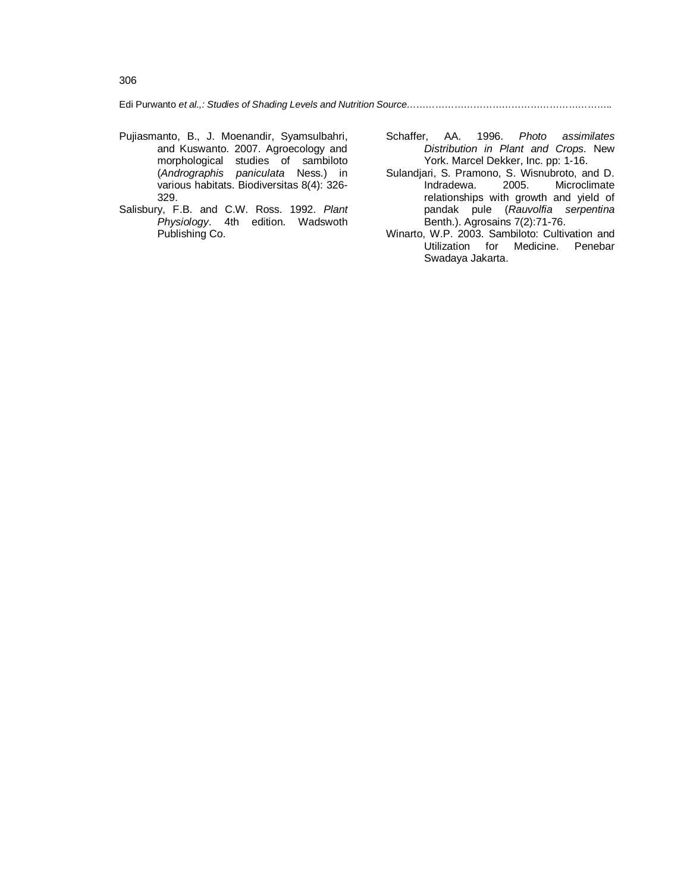Pujiasmanto, B., J. Moenandir, Syamsulbahri, and Kuswanto. 2007. Agroecology and morphological studies of sambiloto (*Andrographis paniculata* Ness.) in various habitats. Biodiversitas 8(4): 326-329.

Salisbury, F.B. and C.W. Ross. 1992. *Plant Physiology*. 4th edition. Wadswoth Publishing Co.

Schaffer, AA. 1996. *Photo assimilates Distribution in Plant and Crops*. New York. Marcel Dekker, Inc. pp: 1-16.

Sulandjari, S. Pramono, S. Wisnubroto, and D. Indradewa. 2005. Microclimate relationships with growth and yield of pandak pule (*Rauvolfia serpentina* Benth.). Agrosains 7(2):71-76.

Winarto, W.P. 2003. Sambiloto: Cultivation and Utilization for Medicine. Penebar Swadaya Jakarta.